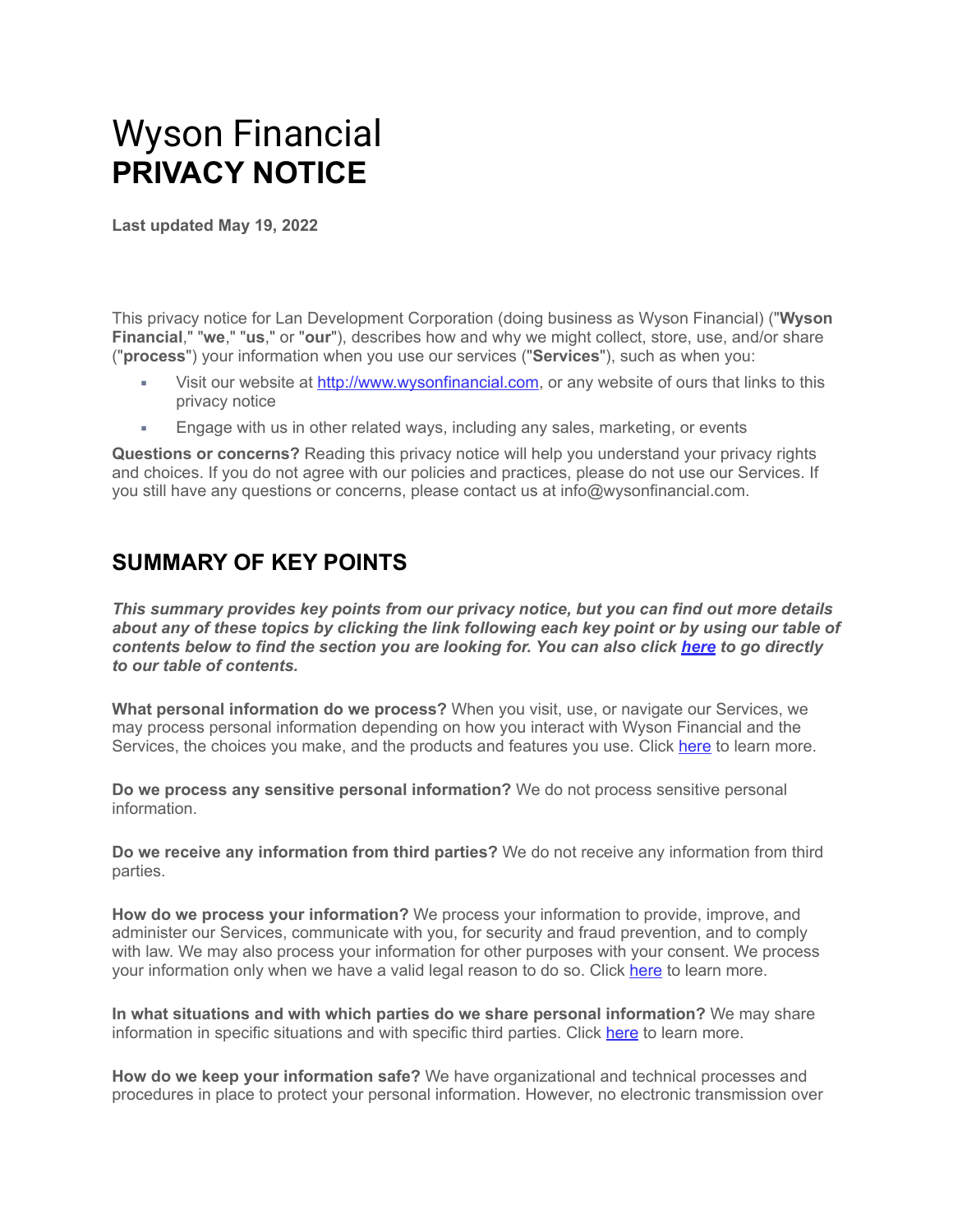# Wyson Financial
# PRIVACY NOTICE

**Last updated May 19, 2022**

This privacy notice for Lan Development Corporation (doing business as Wyson Financial) ("**Wyson Financial**," "**we**," "**us**," or "**our**"), describes how and why we might collect, store, use, and/or share ("**process**") your information when you use our services ("**Services**"), such as when you:

- Visit our website at [http://www.wysonfinancial.com](http://www.wysonfinancial.com), or any website of ours that links to this privacy notice
- Engage with us in other related ways, including any sales, marketing, or events

**Questions or concerns?** Reading this privacy notice will help you understand your privacy rights and choices. If you do not agree with our policies and practices, please do not use our Services. If you still have any questions or concerns, please contact us at info@wysonfinancial.com.

## SUMMARY OF KEY POINTS

***This summary provides key points from our privacy notice, but you can find out more details about any of these topics by clicking the link following each key point or by using our table of contents below to find the section you are looking for. You can also click here to go directly to our table of contents.***

**What personal information do we process?** When you visit, use, or navigate our Services, we may process personal information depending on how you interact with Wyson Financial and the Services, the choices you make, and the products and features you use. Click here to learn more.

**Do we process any sensitive personal information?** We do not process sensitive personal information.

**Do we receive any information from third parties?** We do not receive any information from third parties.

**How do we process your information?** We process your information to provide, improve, and administer our Services, communicate with you, for security and fraud prevention, and to comply with law. We may also process your information for other purposes with your consent. We process your information only when we have a valid legal reason to do so. Click here to learn more.

**In what situations and with which parties do we share personal information?** We may share information in specific situations and with specific third parties. Click here to learn more.

**How do we keep your information safe?** We have organizational and technical processes and procedures in place to protect your personal information. However, no electronic transmission over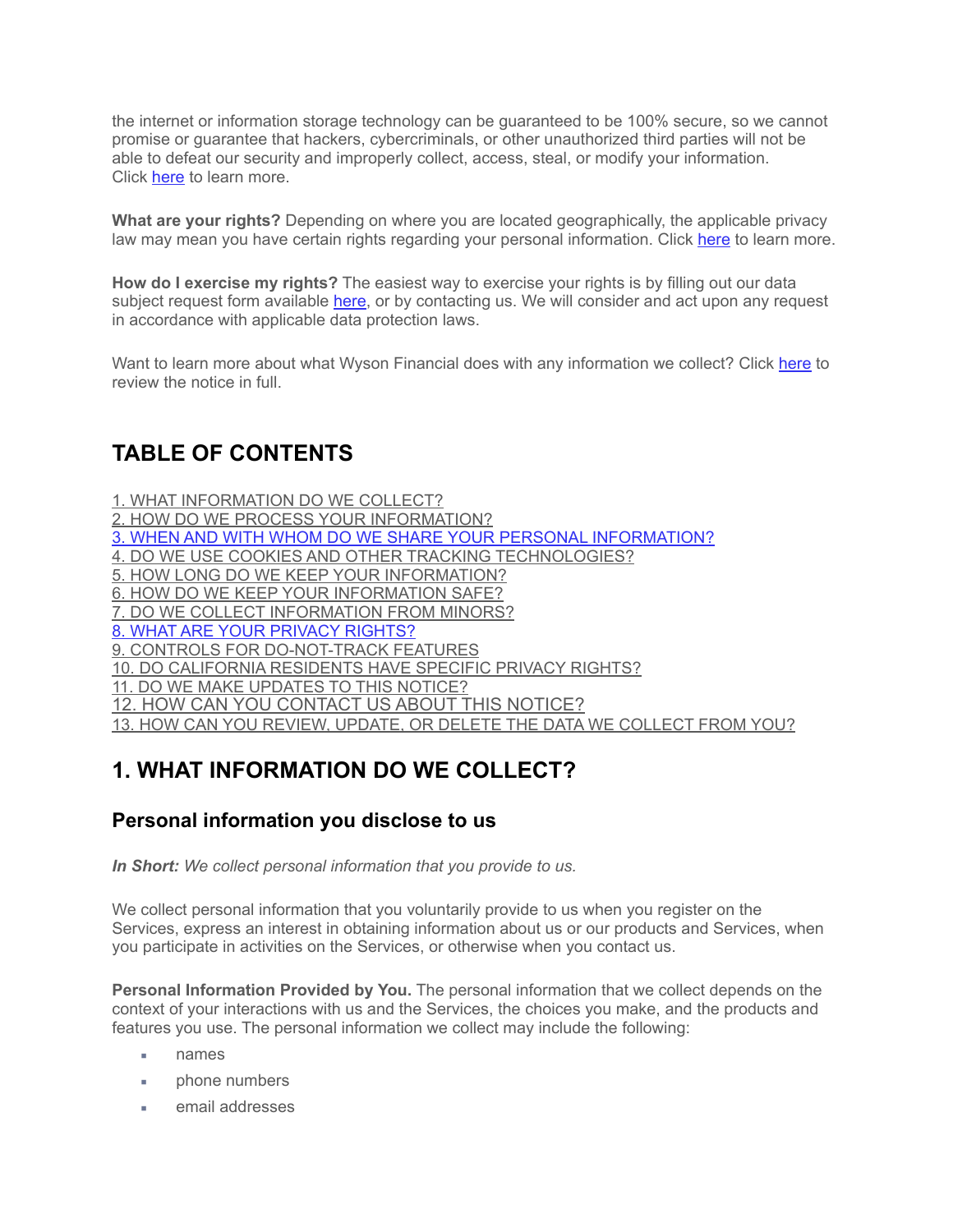the internet or information storage technology can be guaranteed to be 100% secure, so we cannot promise or guarantee that hackers, cybercriminals, or other unauthorized third parties will not be able to defeat our security and improperly collect, access, steal, or modify your information. Click here to learn more.

**What are your rights?** Depending on where you are located geographically, the applicable privacy law may mean you have certain rights regarding your personal information. Click here to learn more.

**How do I exercise my rights?** The easiest way to exercise your rights is by filling out our data subject request form available here, or by contacting us. We will consider and act upon any request in accordance with applicable data protection laws.

Want to learn more about what Wyson Financial does with any information we collect? Click here to review the notice in full.

## TABLE OF CONTENTS

1. WHAT INFORMATION DO WE COLLECT?
2. HOW DO WE PROCESS YOUR INFORMATION?
3. WHEN AND WITH WHOM DO WE SHARE YOUR PERSONAL INFORMATION?
4. DO WE USE COOKIES AND OTHER TRACKING TECHNOLOGIES?
5. HOW LONG DO WE KEEP YOUR INFORMATION?
6. HOW DO WE KEEP YOUR INFORMATION SAFE?
7. DO WE COLLECT INFORMATION FROM MINORS?
8. WHAT ARE YOUR PRIVACY RIGHTS?
9. CONTROLS FOR DO-NOT-TRACK FEATURES
10. DO CALIFORNIA RESIDENTS HAVE SPECIFIC PRIVACY RIGHTS?
11. DO WE MAKE UPDATES TO THIS NOTICE?
12. HOW CAN YOU CONTACT US ABOUT THIS NOTICE?
13. HOW CAN YOU REVIEW, UPDATE, OR DELETE THE DATA WE COLLECT FROM YOU?

## 1. WHAT INFORMATION DO WE COLLECT?

### Personal information you disclose to us

***In Short:*** *We collect personal information that you provide to us.*

We collect personal information that you voluntarily provide to us when you register on the Services, express an interest in obtaining information about us or our products and Services, when you participate in activities on the Services, or otherwise when you contact us.

**Personal Information Provided by You.** The personal information that we collect depends on the context of your interactions with us and the Services, the choices you make, and the products and features you use. The personal information we collect may include the following:

- names
- phone numbers
- email addresses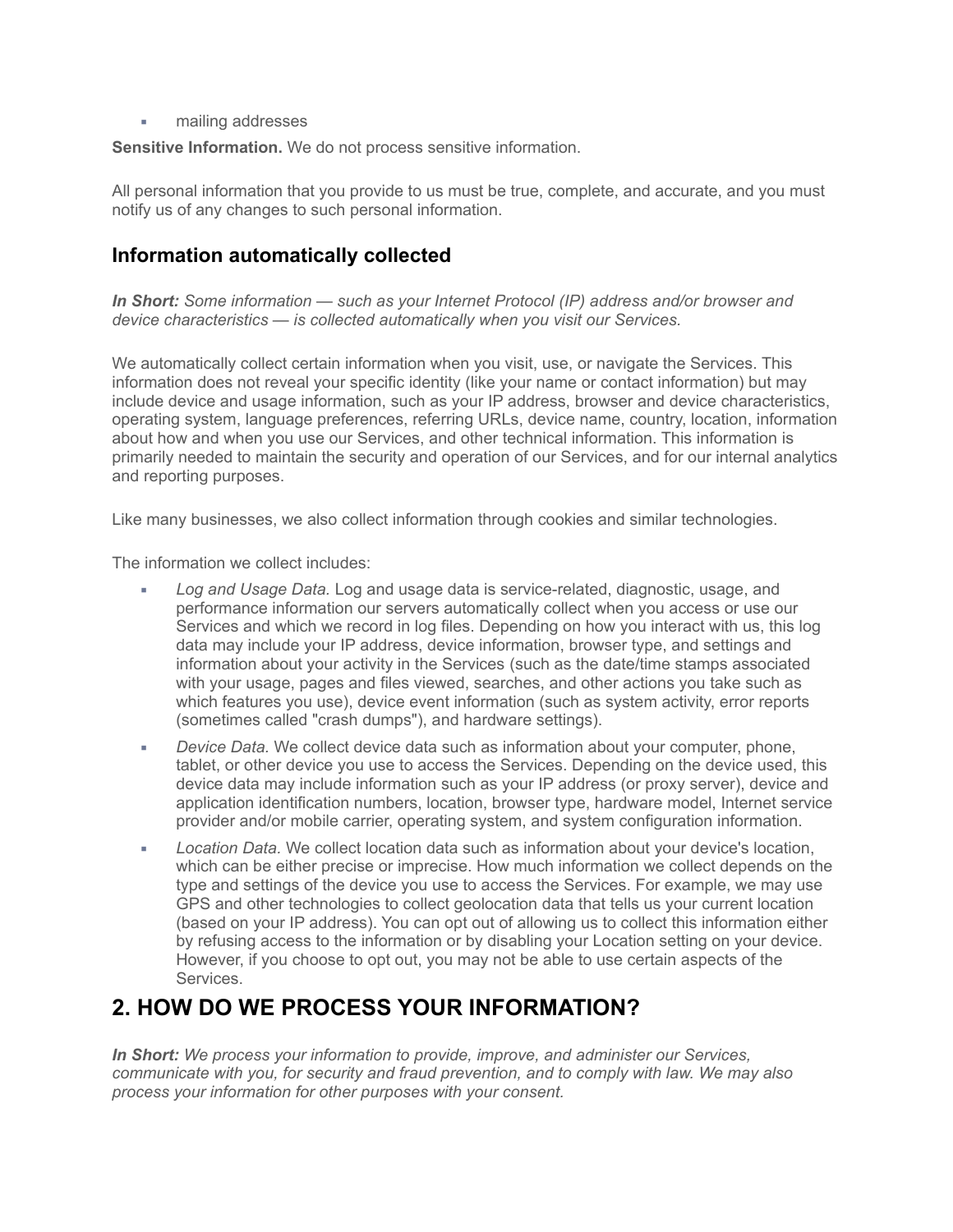- mailing addresses

**Sensitive Information.** We do not process sensitive information.

All personal information that you provide to us must be true, complete, and accurate, and you must notify us of any changes to such personal information.

### Information automatically collected

***In Short:*** *Some information — such as your Internet Protocol (IP) address and/or browser and device characteristics — is collected automatically when you visit our Services.*

We automatically collect certain information when you visit, use, or navigate the Services. This information does not reveal your specific identity (like your name or contact information) but may include device and usage information, such as your IP address, browser and device characteristics, operating system, language preferences, referring URLs, device name, country, location, information about how and when you use our Services, and other technical information. This information is primarily needed to maintain the security and operation of our Services, and for our internal analytics and reporting purposes.

Like many businesses, we also collect information through cookies and similar technologies.

The information we collect includes:

- *Log and Usage Data.* Log and usage data is service-related, diagnostic, usage, and performance information our servers automatically collect when you access or use our Services and which we record in log files. Depending on how you interact with us, this log data may include your IP address, device information, browser type, and settings and information about your activity in the Services (such as the date/time stamps associated with your usage, pages and files viewed, searches, and other actions you take such as which features you use), device event information (such as system activity, error reports (sometimes called "crash dumps"), and hardware settings).
- *Device Data.* We collect device data such as information about your computer, phone, tablet, or other device you use to access the Services. Depending on the device used, this device data may include information such as your IP address (or proxy server), device and application identification numbers, location, browser type, hardware model, Internet service provider and/or mobile carrier, operating system, and system configuration information.
- *Location Data.* We collect location data such as information about your device's location, which can be either precise or imprecise. How much information we collect depends on the type and settings of the device you use to access the Services. For example, we may use GPS and other technologies to collect geolocation data that tells us your current location (based on your IP address). You can opt out of allowing us to collect this information either by refusing access to the information or by disabling your Location setting on your device. However, if you choose to opt out, you may not be able to use certain aspects of the Services.

## 2. HOW DO WE PROCESS YOUR INFORMATION?

***In Short:*** *We process your information to provide, improve, and administer our Services, communicate with you, for security and fraud prevention, and to comply with law. We may also process your information for other purposes with your consent.*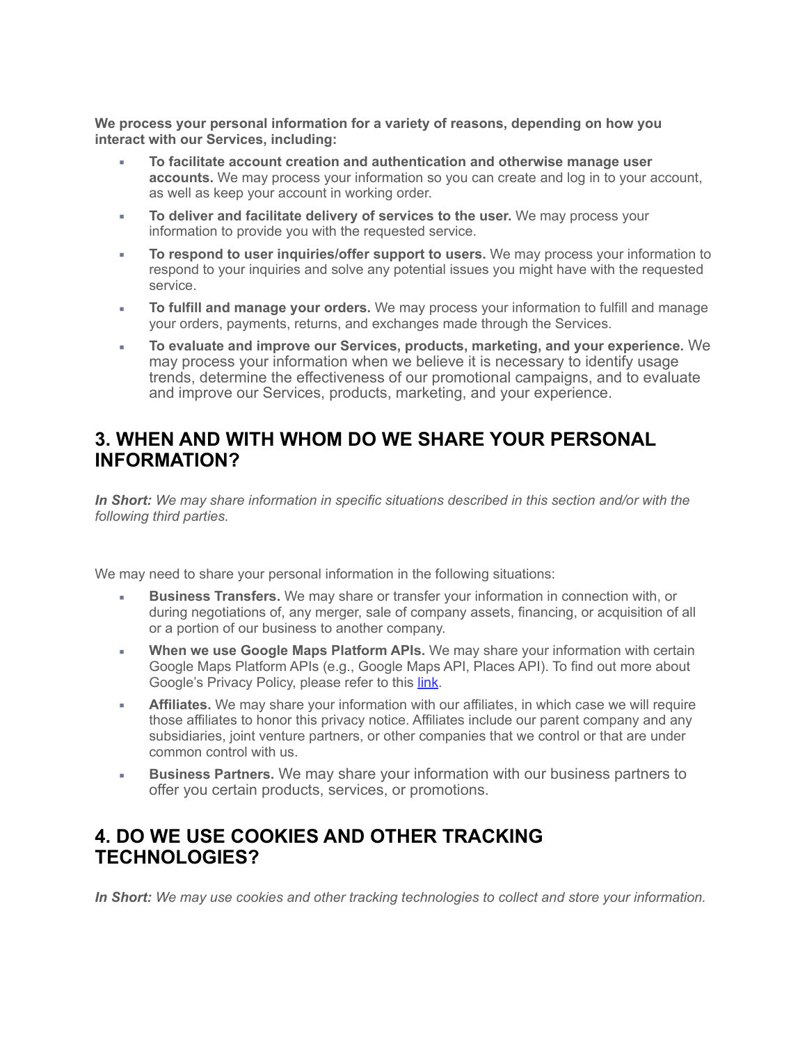**We process your personal information for a variety of reasons, depending on how you interact with our Services, including:**

- **To facilitate account creation and authentication and otherwise manage user accounts.** We may process your information so you can create and log in to your account, as well as keep your account in working order.
- **To deliver and facilitate delivery of services to the user.** We may process your information to provide you with the requested service.
- **To respond to user inquiries/offer support to users.** We may process your information to respond to your inquiries and solve any potential issues you might have with the requested service.
- **To fulfill and manage your orders.** We may process your information to fulfill and manage your orders, payments, returns, and exchanges made through the Services.
- **To evaluate and improve our Services, products, marketing, and your experience.** We may process your information when we believe it is necessary to identify usage trends, determine the effectiveness of our promotional campaigns, and to evaluate and improve our Services, products, marketing, and your experience.

## 3. WHEN AND WITH WHOM DO WE SHARE YOUR PERSONAL INFORMATION?

***In Short:*** *We may share information in specific situations described in this section and/or with the following third parties.*

We may need to share your personal information in the following situations:

- **Business Transfers.** We may share or transfer your information in connection with, or during negotiations of, any merger, sale of company assets, financing, or acquisition of all or a portion of our business to another company.
- **When we use Google Maps Platform APIs.** We may share your information with certain Google Maps Platform APIs (e.g., Google Maps API, Places API). To find out more about Google's Privacy Policy, please refer to this link.
- **Affiliates.** We may share your information with our affiliates, in which case we will require those affiliates to honor this privacy notice. Affiliates include our parent company and any subsidiaries, joint venture partners, or other companies that we control or that are under common control with us.
- **Business Partners.** We may share your information with our business partners to offer you certain products, services, or promotions.

## 4. DO WE USE COOKIES AND OTHER TRACKING TECHNOLOGIES?

***In Short:*** *We may use cookies and other tracking technologies to collect and store your information.*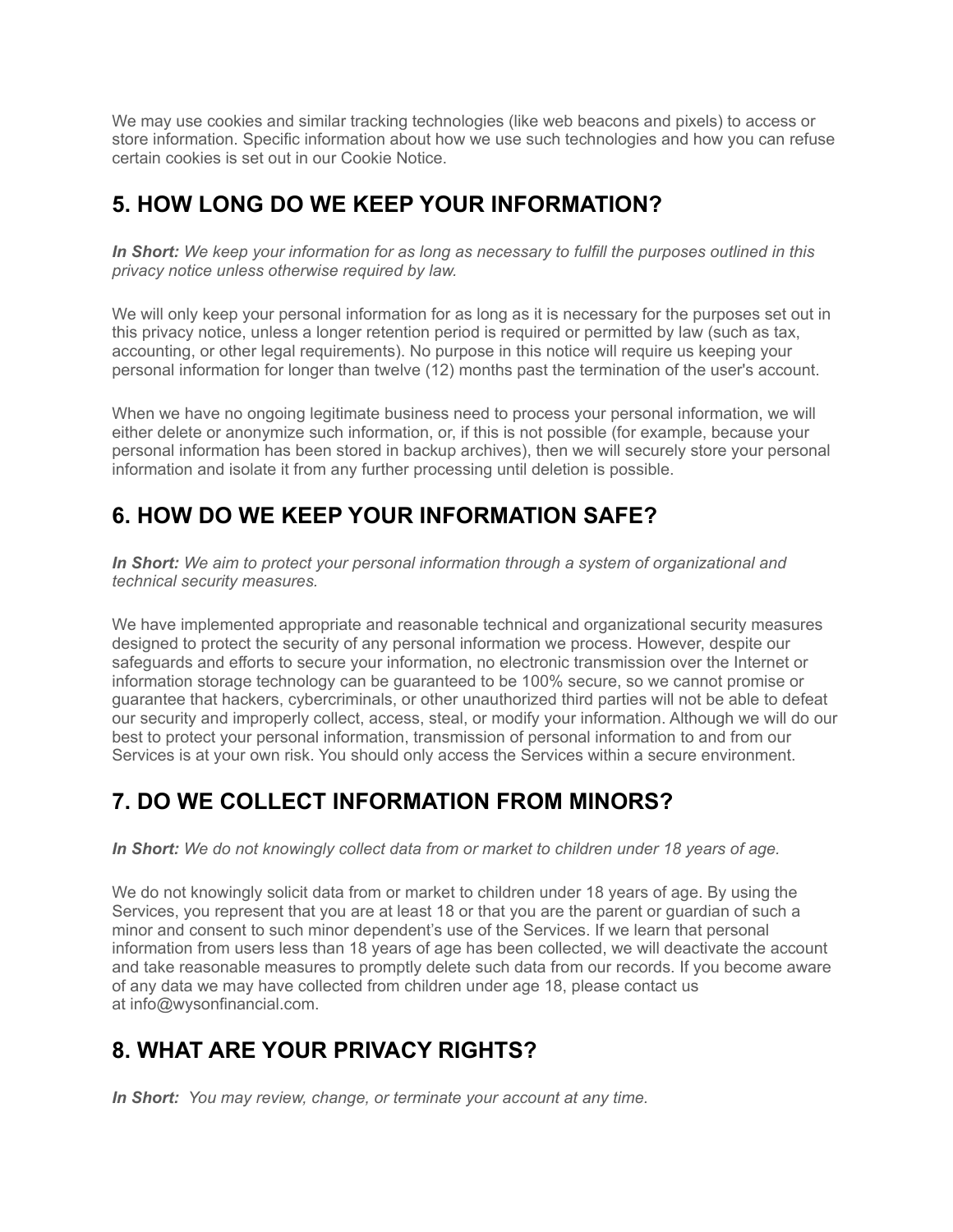We may use cookies and similar tracking technologies (like web beacons and pixels) to access or store information. Specific information about how we use such technologies and how you can refuse certain cookies is set out in our Cookie Notice.

## 5. HOW LONG DO WE KEEP YOUR INFORMATION?

***In Short:*** *We keep your information for as long as necessary to fulfill the purposes outlined in this privacy notice unless otherwise required by law.*

We will only keep your personal information for as long as it is necessary for the purposes set out in this privacy notice, unless a longer retention period is required or permitted by law (such as tax, accounting, or other legal requirements). No purpose in this notice will require us keeping your personal information for longer than twelve (12) months past the termination of the user's account.

When we have no ongoing legitimate business need to process your personal information, we will either delete or anonymize such information, or, if this is not possible (for example, because your personal information has been stored in backup archives), then we will securely store your personal information and isolate it from any further processing until deletion is possible.

## 6. HOW DO WE KEEP YOUR INFORMATION SAFE?

***In Short:*** *We aim to protect your personal information through a system of organizational and technical security measures.*

We have implemented appropriate and reasonable technical and organizational security measures designed to protect the security of any personal information we process. However, despite our safeguards and efforts to secure your information, no electronic transmission over the Internet or information storage technology can be guaranteed to be 100% secure, so we cannot promise or guarantee that hackers, cybercriminals, or other unauthorized third parties will not be able to defeat our security and improperly collect, access, steal, or modify your information. Although we will do our best to protect your personal information, transmission of personal information to and from our Services is at your own risk. You should only access the Services within a secure environment.

## 7. DO WE COLLECT INFORMATION FROM MINORS?

***In Short:*** *We do not knowingly collect data from or market to children under 18 years of age.*

We do not knowingly solicit data from or market to children under 18 years of age. By using the Services, you represent that you are at least 18 or that you are the parent or guardian of such a minor and consent to such minor dependent's use of the Services. If we learn that personal information from users less than 18 years of age has been collected, we will deactivate the account and take reasonable measures to promptly delete such data from our records. If you become aware of any data we may have collected from children under age 18, please contact us at info@wysonfinancial.com.

## 8. WHAT ARE YOUR PRIVACY RIGHTS?

***In Short:*** *You may review, change, or terminate your account at any time.*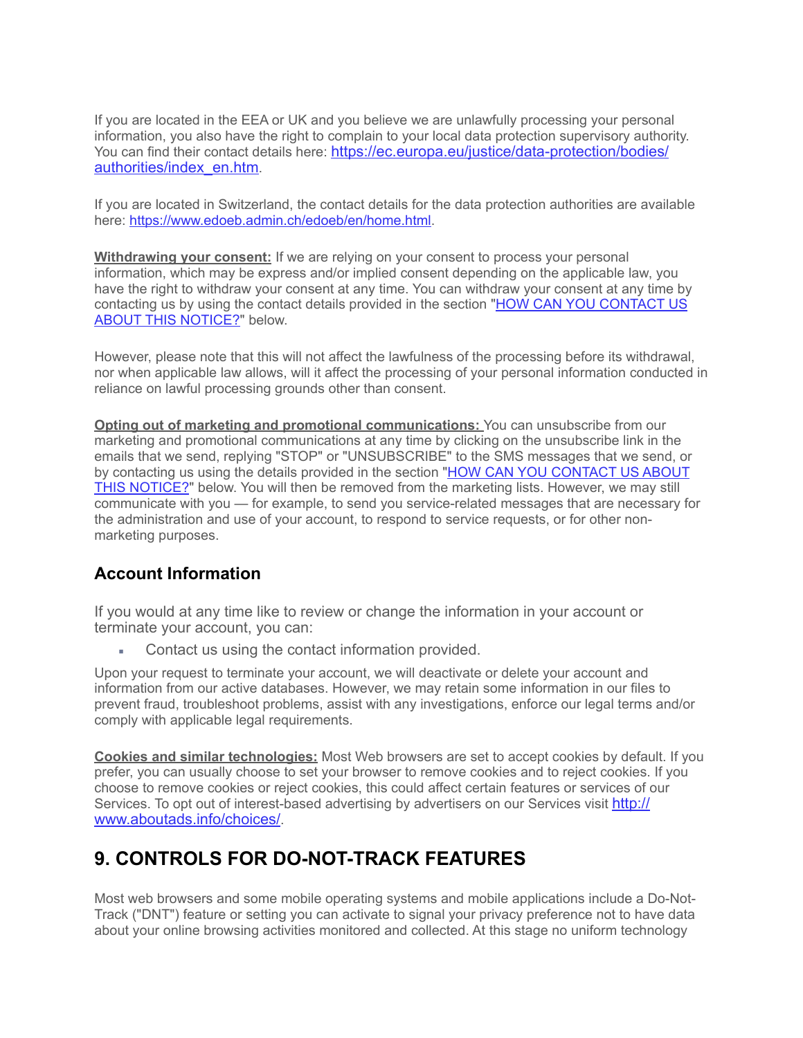If you are located in the EEA or UK and you believe we are unlawfully processing your personal information, you also have the right to complain to your local data protection supervisory authority. You can find their contact details here: [https://ec.europa.eu/justice/data-protection/bodies/authorities/index_en.htm](https://ec.europa.eu/justice/data-protection/bodies/authorities/index_en.htm).

If you are located in Switzerland, the contact details for the data protection authorities are available here: [https://www.edoeb.admin.ch/edoeb/en/home.html](https://www.edoeb.admin.ch/edoeb/en/home.html).

**Withdrawing your consent:** If we are relying on your consent to process your personal information, which may be express and/or implied consent depending on the applicable law, you have the right to withdraw your consent at any time. You can withdraw your consent at any time by contacting us by using the contact details provided in the section "HOW CAN YOU CONTACT US ABOUT THIS NOTICE?" below.

However, please note that this will not affect the lawfulness of the processing before its withdrawal, nor when applicable law allows, will it affect the processing of your personal information conducted in reliance on lawful processing grounds other than consent.

**Opting out of marketing and promotional communications:** You can unsubscribe from our marketing and promotional communications at any time by clicking on the unsubscribe link in the emails that we send, replying "STOP" or "UNSUBSCRIBE" to the SMS messages that we send, or by contacting us using the details provided in the section "HOW CAN YOU CONTACT US ABOUT THIS NOTICE?" below. You will then be removed from the marketing lists. However, we may still communicate with you — for example, to send you service-related messages that are necessary for the administration and use of your account, to respond to service requests, or for other non-marketing purposes.

### Account Information

If you would at any time like to review or change the information in your account or terminate your account, you can:

- Contact us using the contact information provided.

Upon your request to terminate your account, we will deactivate or delete your account and information from our active databases. However, we may retain some information in our files to prevent fraud, troubleshoot problems, assist with any investigations, enforce our legal terms and/or comply with applicable legal requirements.

**Cookies and similar technologies:** Most Web browsers are set to accept cookies by default. If you prefer, you can usually choose to set your browser to remove cookies and to reject cookies. If you choose to remove cookies or reject cookies, this could affect certain features or services of our Services. To opt out of interest-based advertising by advertisers on our Services visit [http://www.aboutads.info/choices/](http://www.aboutads.info/choices/).

## 9. CONTROLS FOR DO-NOT-TRACK FEATURES

Most web browsers and some mobile operating systems and mobile applications include a Do-Not-Track ("DNT") feature or setting you can activate to signal your privacy preference not to have data about your online browsing activities monitored and collected. At this stage no uniform technology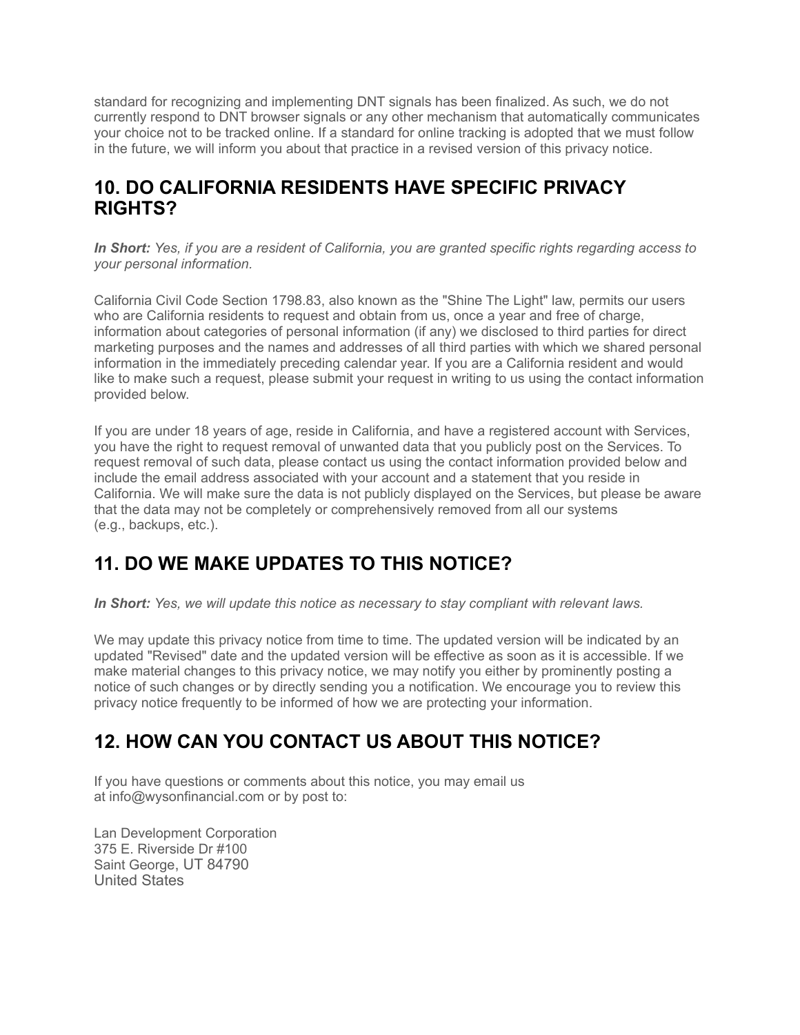standard for recognizing and implementing DNT signals has been finalized. As such, we do not currently respond to DNT browser signals or any other mechanism that automatically communicates your choice not to be tracked online. If a standard for online tracking is adopted that we must follow in the future, we will inform you about that practice in a revised version of this privacy notice.

## 10. DO CALIFORNIA RESIDENTS HAVE SPECIFIC PRIVACY RIGHTS?

***In Short:*** *Yes, if you are a resident of California, you are granted specific rights regarding access to your personal information.*

California Civil Code Section 1798.83, also known as the "Shine The Light" law, permits our users who are California residents to request and obtain from us, once a year and free of charge, information about categories of personal information (if any) we disclosed to third parties for direct marketing purposes and the names and addresses of all third parties with which we shared personal information in the immediately preceding calendar year. If you are a California resident and would like to make such a request, please submit your request in writing to us using the contact information provided below.

If you are under 18 years of age, reside in California, and have a registered account with Services, you have the right to request removal of unwanted data that you publicly post on the Services. To request removal of such data, please contact us using the contact information provided below and include the email address associated with your account and a statement that you reside in California. We will make sure the data is not publicly displayed on the Services, but please be aware that the data may not be completely or comprehensively removed from all our systems (e.g., backups, etc.).

## 11. DO WE MAKE UPDATES TO THIS NOTICE?

***In Short:*** *Yes, we will update this notice as necessary to stay compliant with relevant laws.*

We may update this privacy notice from time to time. The updated version will be indicated by an updated "Revised" date and the updated version will be effective as soon as it is accessible. If we make material changes to this privacy notice, we may notify you either by prominently posting a notice of such changes or by directly sending you a notification. We encourage you to review this privacy notice frequently to be informed of how we are protecting your information.

## 12. HOW CAN YOU CONTACT US ABOUT THIS NOTICE?

If you have questions or comments about this notice, you may email us at info@wysonfinancial.com or by post to:

Lan Development Corporation
375 E. Riverside Dr #100
Saint George, UT 84790
United States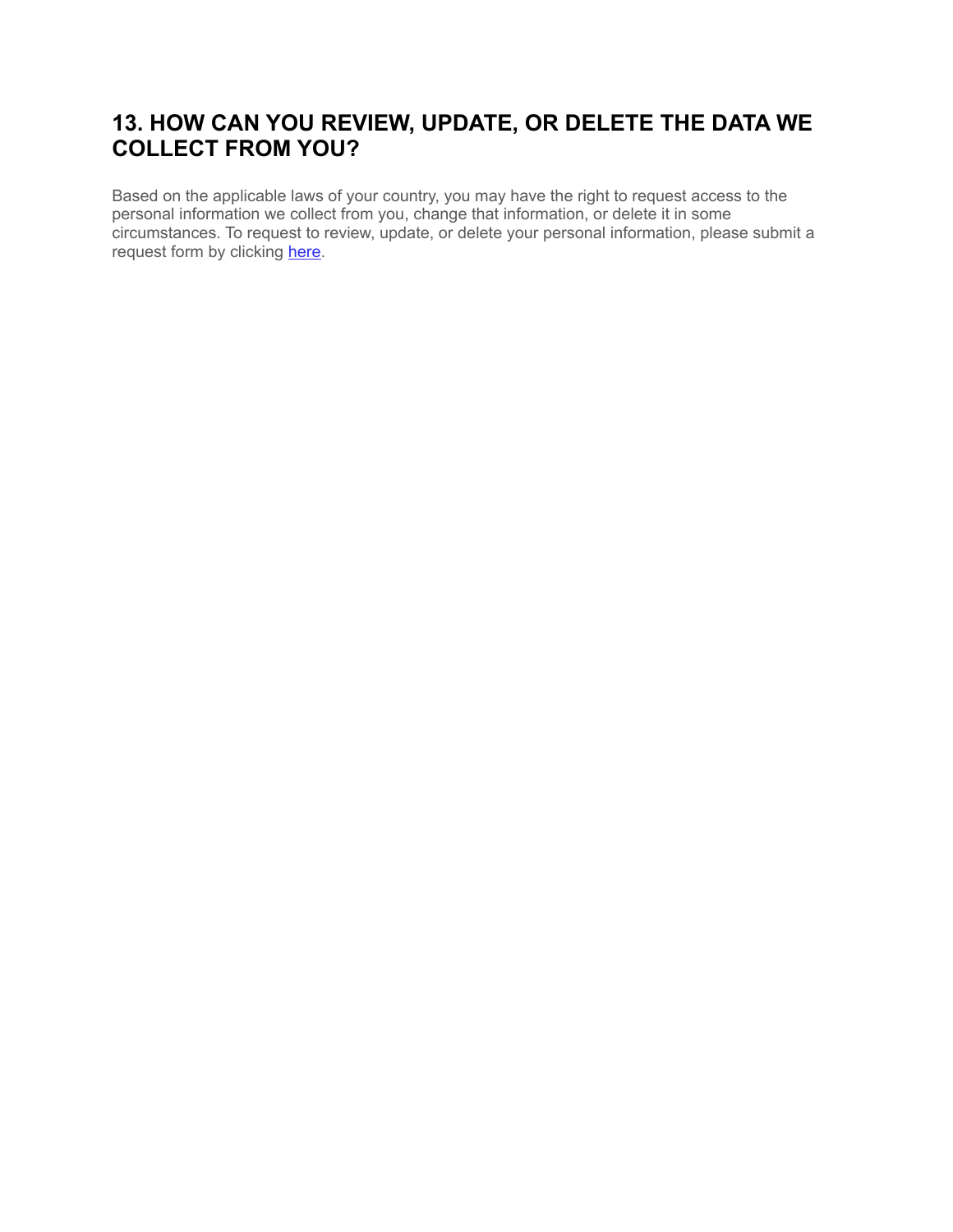## 13. HOW CAN YOU REVIEW, UPDATE, OR DELETE THE DATA WE COLLECT FROM YOU?

Based on the applicable laws of your country, you may have the right to request access to the personal information we collect from you, change that information, or delete it in some circumstances. To request to review, update, or delete your personal information, please submit a request form by clicking here.